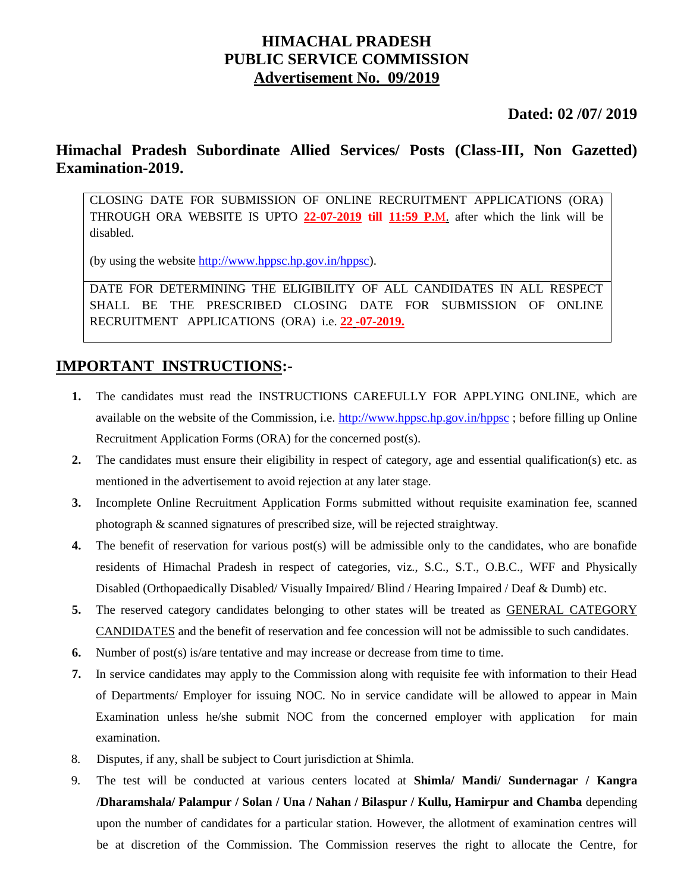# HIMACHAL PRADESH PUBLIC SERVICE COMMISSION

## Advertisement No. 09/2019

**Dated: 02 /07/ 2019**

## Himachal Pradesh Subordinate Allied Services/ Posts (Class-III, Non Gazetted) Examination-2019.

CLOSING DATE FOR SUBMISSION OF ONLINE RECRUITMENT APPLICATIONS (ORA) THROUGH ORA WEBSITE IS UPTO **22-07-2019 till 11:59 P.M.** after which the link will be disabled.

(by using the website http://www.hppsc.hp.gov.in/hppsc).

DATE FOR DETERMINING THE ELIGIBILITY OF ALL CANDIDATES IN ALL RESPECT SHALL BE THE PRESCRIBED CLOSING DATE FOR SUBMISSION OF ONLINE RECRUITMENT APPLICATIONS (ORA) i.e. **22 -07-2019.**

## IMPORTANT INSTRUCTIONS:-

1. The candidates must read the INSTRUCTIONS CAREFULLY FOR APPLYING ONLINE, which are available on the website of the Commission, i.e. http://www.hppsc.hp.gov.in/hppsc ; before filling up Online Recruitment Application Forms (ORA) for the concerned post(s).
2. The candidates must ensure their eligibility in respect of category, age and essential qualification(s) etc. as mentioned in the advertisement to avoid rejection at any later stage.
3. Incomplete Online Recruitment Application Forms submitted without requisite examination fee, scanned photograph & scanned signatures of prescribed size, will be rejected straightway.
4. The benefit of reservation for various post(s) will be admissible only to the candidates, who are bonafide residents of Himachal Pradesh in respect of categories, viz., S.C., S.T., O.B.C., WFF and Physically Disabled (Orthopaedically Disabled/ Visually Impaired/ Blind / Hearing Impaired / Deaf & Dumb) etc.
5. The reserved category candidates belonging to other states will be treated as GENERAL CATEGORY CANDIDATES and the benefit of reservation and fee concession will not be admissible to such candidates.
6. Number of post(s) is/are tentative and may increase or decrease from time to time.
7. In service candidates may apply to the Commission along with requisite fee with information to their Head of Departments/ Employer for issuing NOC. No in service candidate will be allowed to appear in Main Examination unless he/she submit NOC from the concerned employer with application for main examination.
8. Disputes, if any, shall be subject to Court jurisdiction at Shimla.
9. The test will be conducted at various centers located at **Shimla/ Mandi/ Sundernagar / Kangra /Dharamshala/ Palampur / Solan / Una / Nahan / Bilaspur / Kullu, Hamirpur and Chamba** depending upon the number of candidates for a particular station. However, the allotment of examination centres will be at discretion of the Commission. The Commission reserves the right to allocate the Centre, for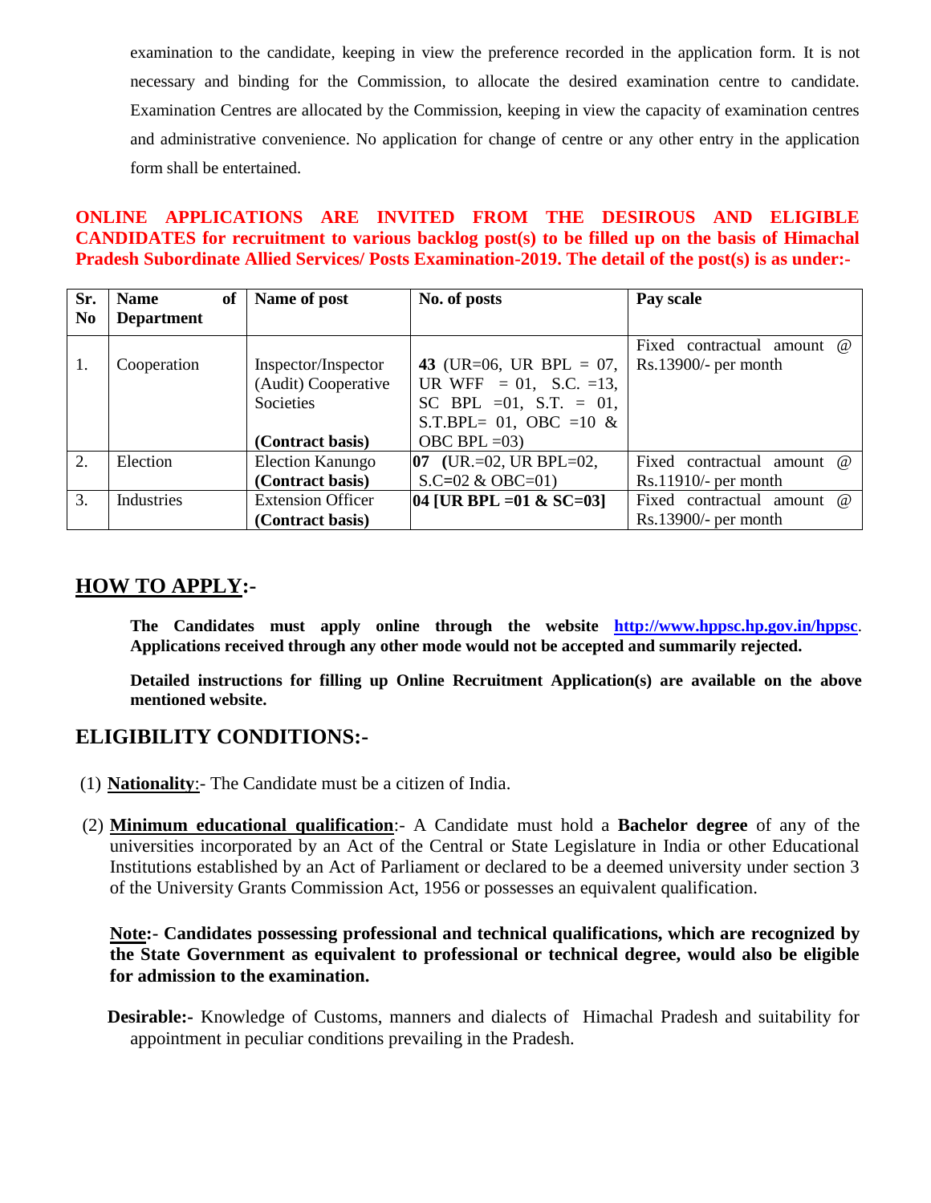examination to the candidate, keeping in view the preference recorded in the application form. It is not necessary and binding for the Commission, to allocate the desired examination centre to candidate. Examination Centres are allocated by the Commission, keeping in view the capacity of examination centres and administrative convenience. No application for change of centre or any other entry in the application form shall be entertained.

**ONLINE APPLICATIONS ARE INVITED FROM THE DESIROUS AND ELIGIBLE CANDIDATES for recruitment to various backlog post(s) to be filled up on the basis of Himachal Pradesh Subordinate Allied Services/ Posts Examination-2019. The detail of the post(s) is as under:-**

| Sr. No | Name of Department | Name of post | No. of posts | Pay scale |
|---|---|---|---|---|
| 1. | Cooperation | Inspector/Inspector (Audit) Cooperative Societies **(Contract basis)** | **43** (UR=06, UR BPL = 07, UR WFF = 01, S.C. =13, SC BPL =01, S.T. = 01, S.T.BPL= 01, OBC =10 & OBC BPL =03) | Fixed contractual amount @ Rs.13900/- per month |
| 2. | Election | Election Kanungo **(Contract basis)** | **07** (UR.=02, UR BPL=02, S.C=02 & OBC=01) | Fixed contractual amount @ Rs.11910/- per month |
| 3. | Industries | Extension Officer **(Contract basis)** | **04 [UR BPL =01 & SC=03]** | Fixed contractual amount @ Rs.13900/- per month |

## HOW TO APPLY:-

**The Candidates must apply online through the website http://www.hppsc.hp.gov.in/hppsc. Applications received through any other mode would not be accepted and summarily rejected.**

**Detailed instructions for filling up Online Recruitment Application(s) are available on the above mentioned website.**

## ELIGIBILITY CONDITIONS:-

(1) **Nationality**:- The Candidate must be a citizen of India.

(2) **Minimum educational qualification**:- A Candidate must hold a **Bachelor degree** of any of the universities incorporated by an Act of the Central or State Legislature in India or other Educational Institutions established by an Act of Parliament or declared to be a deemed university under section 3 of the University Grants Commission Act, 1956 or possesses an equivalent qualification.

**Note:- Candidates possessing professional and technical qualifications, which are recognized by the State Government as equivalent to professional or technical degree, would also be eligible for admission to the examination.**

**Desirable:-** Knowledge of Customs, manners and dialects of Himachal Pradesh and suitability for appointment in peculiar conditions prevailing in the Pradesh.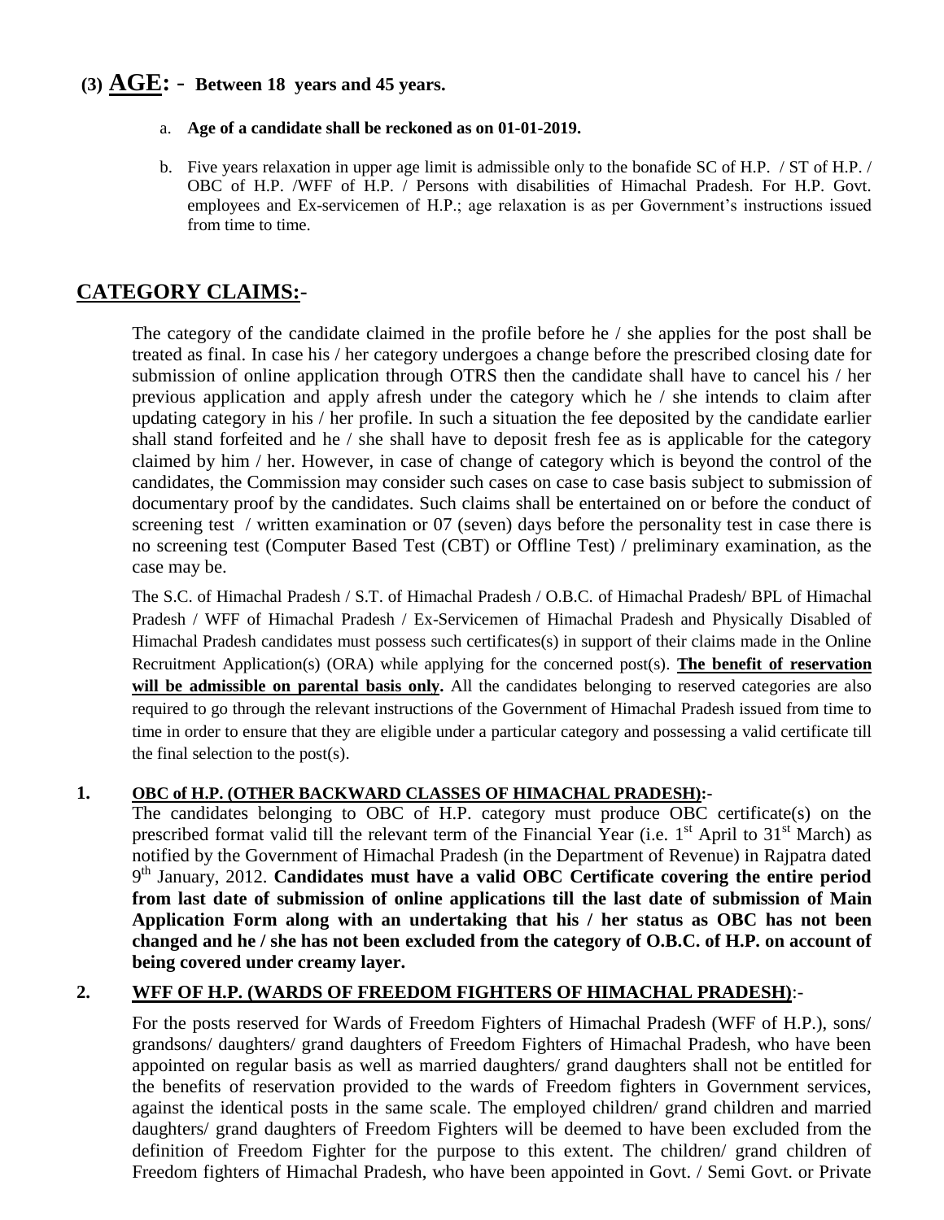## (3) AGE: - Between 18 years and 45 years.

a. **Age of a candidate shall be reckoned as on 01-01-2019.**

b. Five years relaxation in upper age limit is admissible only to the bonafide SC of H.P. / ST of H.P. / OBC of H.P. /WFF of H.P. / Persons with disabilities of Himachal Pradesh. For H.P. Govt. employees and Ex-servicemen of H.P.; age relaxation is as per Government's instructions issued from time to time.

## CATEGORY CLAIMS:-

The category of the candidate claimed in the profile before he / she applies for the post shall be treated as final. In case his / her category undergoes a change before the prescribed closing date for submission of online application through OTRS then the candidate shall have to cancel his / her previous application and apply afresh under the category which he / she intends to claim after updating category in his / her profile. In such a situation the fee deposited by the candidate earlier shall stand forfeited and he / she shall have to deposit fresh fee as is applicable for the category claimed by him / her. However, in case of change of category which is beyond the control of the candidates, the Commission may consider such cases on case to case basis subject to submission of documentary proof by the candidates. Such claims shall be entertained on or before the conduct of screening test / written examination or 07 (seven) days before the personality test in case there is no screening test (Computer Based Test (CBT) or Offline Test) / preliminary examination, as the case may be.

The S.C. of Himachal Pradesh / S.T. of Himachal Pradesh / O.B.C. of Himachal Pradesh/ BPL of Himachal Pradesh / WFF of Himachal Pradesh / Ex-Servicemen of Himachal Pradesh and Physically Disabled of Himachal Pradesh candidates must possess such certificates(s) in support of their claims made in the Online Recruitment Application(s) (ORA) while applying for the concerned post(s). **The benefit of reservation will be admissible on parental basis only.** All the candidates belonging to reserved categories are also required to go through the relevant instructions of the Government of Himachal Pradesh issued from time to time in order to ensure that they are eligible under a particular category and possessing a valid certificate till the final selection to the post(s).

**1. OBC of H.P. (OTHER BACKWARD CLASSES OF HIMACHAL PRADESH):-**

The candidates belonging to OBC of H.P. category must produce OBC certificate(s) on the prescribed format valid till the relevant term of the Financial Year (i.e. 1st April to 31st March) as notified by the Government of Himachal Pradesh (in the Department of Revenue) in Rajpatra dated 9th January, 2012. **Candidates must have a valid OBC Certificate covering the entire period from last date of submission of online applications till the last date of submission of Main Application Form along with an undertaking that his / her status as OBC has not been changed and he / she has not been excluded from the category of O.B.C. of H.P. on account of being covered under creamy layer.**

**2. WFF OF H.P. (WARDS OF FREEDOM FIGHTERS OF HIMACHAL PRADESH):-**

For the posts reserved for Wards of Freedom Fighters of Himachal Pradesh (WFF of H.P.), sons/ grandsons/ daughters/ grand daughters of Freedom Fighters of Himachal Pradesh, who have been appointed on regular basis as well as married daughters/ grand daughters shall not be entitled for the benefits of reservation provided to the wards of Freedom fighters in Government services, against the identical posts in the same scale. The employed children/ grand children and married daughters/ grand daughters of Freedom Fighters will be deemed to have been excluded from the definition of Freedom Fighter for the purpose to this extent. The children/ grand children of Freedom fighters of Himachal Pradesh, who have been appointed in Govt. / Semi Govt. or Private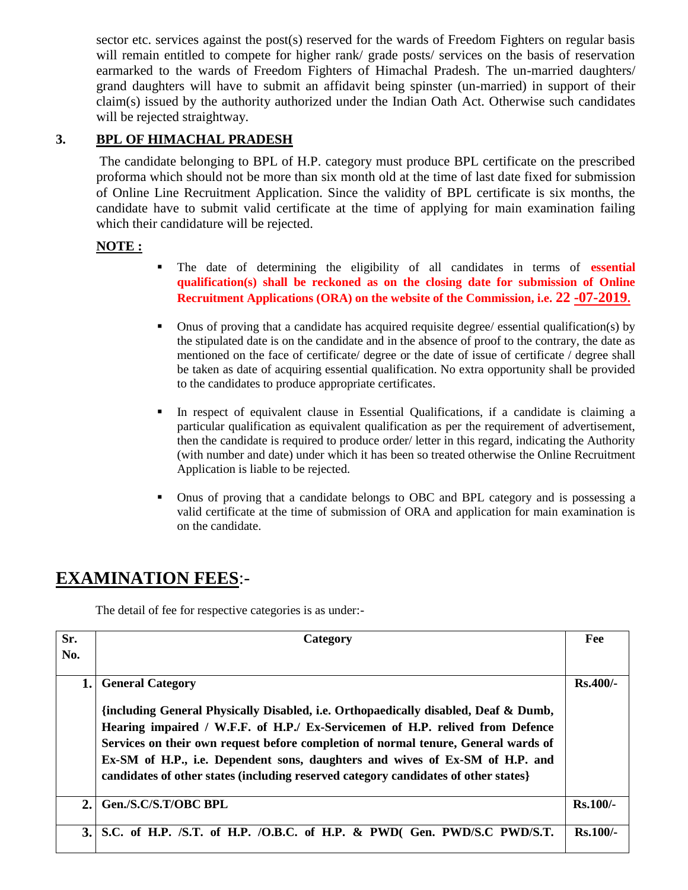sector etc. services against the post(s) reserved for the wards of Freedom Fighters on regular basis will remain entitled to compete for higher rank/ grade posts/ services on the basis of reservation earmarked to the wards of Freedom Fighters of Himachal Pradesh. The un-married daughters/ grand daughters will have to submit an affidavit being spinster (un-married) in support of their claim(s) issued by the authority authorized under the Indian Oath Act. Otherwise such candidates will be rejected straightway.

**3. BPL OF HIMACHAL PRADESH**

The candidate belonging to BPL of H.P. category must produce BPL certificate on the prescribed proforma which should not be more than six month old at the time of last date fixed for submission of Online Line Recruitment Application. Since the validity of BPL certificate is six months, the candidate have to submit valid certificate at the time of applying for main examination failing which their candidature will be rejected.

**NOTE :**

- The date of determining the eligibility of all candidates in terms of **essential qualification(s) shall be reckoned as on the closing date for submission of Online Recruitment Applications (ORA) on the website of the Commission, i.e. 22 -07-2019.**
- Onus of proving that a candidate has acquired requisite degree/ essential qualification(s) by the stipulated date is on the candidate and in the absence of proof to the contrary, the date as mentioned on the face of certificate/ degree or the date of issue of certificate / degree shall be taken as date of acquiring essential qualification. No extra opportunity shall be provided to the candidates to produce appropriate certificates.
- In respect of equivalent clause in Essential Qualifications, if a candidate is claiming a particular qualification as equivalent qualification as per the requirement of advertisement, then the candidate is required to produce order/ letter in this regard, indicating the Authority (with number and date) under which it has been so treated otherwise the Online Recruitment Application is liable to be rejected.
- Onus of proving that a candidate belongs to OBC and BPL category and is possessing a valid certificate at the time of submission of ORA and application for main examination is on the candidate.

## EXAMINATION FEES:-

The detail of fee for respective categories is as under:-

| Sr. No. | Category | Fee |
|---|---|---|
| 1. | **General Category**<br><br>**{including General Physically Disabled, i.e. Orthopaedically disabled, Deaf & Dumb, Hearing impaired / W.F.F. of H.P./ Ex-Servicemen of H.P. relived from Defence Services on their own request before completion of normal tenure, General wards of Ex-SM of H.P., i.e. Dependent sons, daughters and wives of Ex-SM of H.P. and candidates of other states (including reserved category candidates of other states}** | **Rs.400/-** |
| 2. | **Gen./S.C/S.T/OBC BPL** | **Rs.100/-** |
| 3. | **S.C. of H.P. /S.T. of H.P. /O.B.C. of H.P. & PWD( Gen. PWD/S.C PWD/S.T.** | **Rs.100/-** |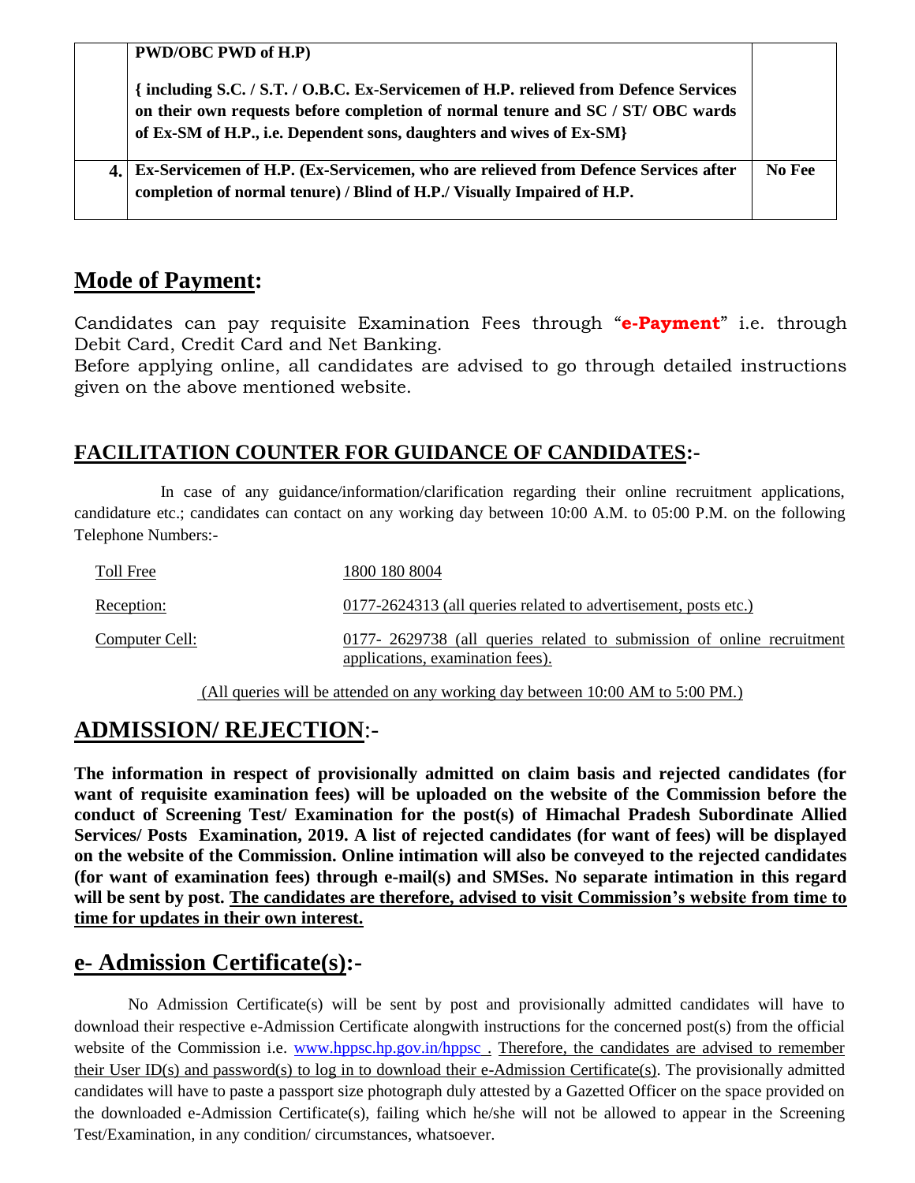|  | **PWD/OBC PWD of H.P)**<br><br>**{ including S.C. / S.T. / O.B.C. Ex-Servicemen of H.P. relieved from Defence Services on their own requests before completion of normal tenure and SC / ST/ OBC wards of Ex-SM of H.P., i.e. Dependent sons, daughters and wives of Ex-SM}** |  |
|---|---|---|
| **4.** | **Ex-Servicemen of H.P. (Ex-Servicemen, who are relieved from Defence Services after completion of normal tenure) / Blind of H.P./ Visually Impaired of H.P.** | **No Fee** |

## Mode of Payment:

Candidates can pay requisite Examination Fees through "**e-Payment**" i.e. through Debit Card, Credit Card and Net Banking.
Before applying online, all candidates are advised to go through detailed instructions given on the above mentioned website.

## FACILITATION COUNTER FOR GUIDANCE OF CANDIDATES:-

In case of any guidance/information/clarification regarding their online recruitment applications, candidature etc.; candidates can contact on any working day between 10:00 A.M. to 05:00 P.M. on the following Telephone Numbers:-

| | |
|---|---|
| Toll Free | 1800 180 8004 |
| Reception: | 0177-2624313 (all queries related to advertisement, posts etc.) |
| Computer Cell: | 0177- 2629738 (all queries related to submission of online recruitment applications, examination fees). |

(All queries will be attended on any working day between 10:00 AM to 5:00 PM.)

## ADMISSION/ REJECTION:-

**The information in respect of provisionally admitted on claim basis and rejected candidates (for want of requisite examination fees) will be uploaded on the website of the Commission before the conduct of Screening Test/ Examination for the post(s) of Himachal Pradesh Subordinate Allied Services/ Posts Examination, 2019. A list of rejected candidates (for want of fees) will be displayed on the website of the Commission. Online intimation will also be conveyed to the rejected candidates (for want of examination fees) through e-mail(s) and SMSes. No separate intimation in this regard will be sent by post. The candidates are therefore, advised to visit Commission's website from time to time for updates in their own interest.**

## e- Admission Certificate(s):-

No Admission Certificate(s) will be sent by post and provisionally admitted candidates will have to download their respective e-Admission Certificate alongwith instructions for the concerned post(s) from the official website of the Commission i.e. www.hppsc.hp.gov.in/hppsc . Therefore, the candidates are advised to remember their User ID(s) and password(s) to log in to download their e-Admission Certificate(s). The provisionally admitted candidates will have to paste a passport size photograph duly attested by a Gazetted Officer on the space provided on the downloaded e-Admission Certificate(s), failing which he/she will not be allowed to appear in the Screening Test/Examination, in any condition/ circumstances, whatsoever.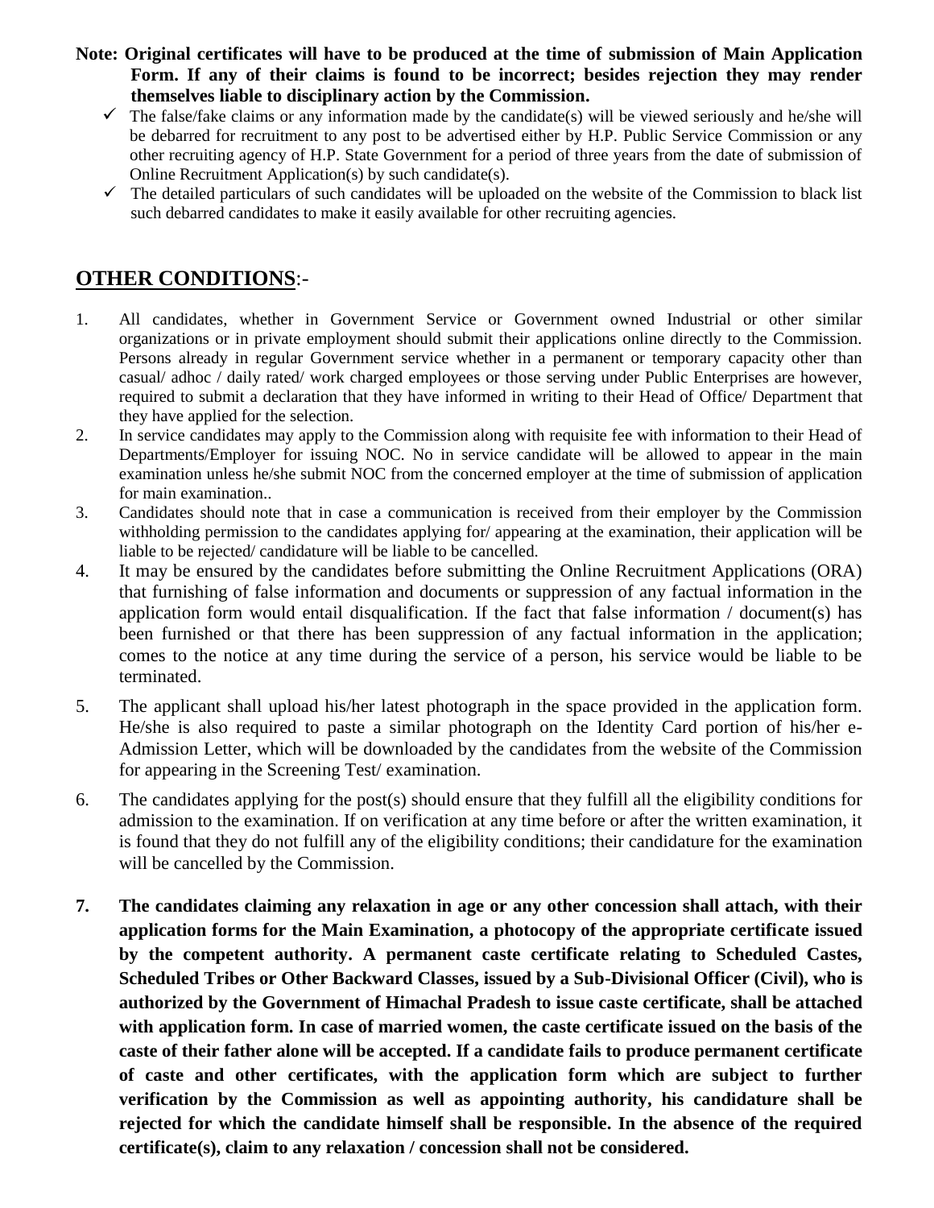**Note: Original certificates will have to be produced at the time of submission of Main Application Form. If any of their claims is found to be incorrect; besides rejection they may render themselves liable to disciplinary action by the Commission.**

- ✓ The false/fake claims or any information made by the candidate(s) will be viewed seriously and he/she will be debarred for recruitment to any post to be advertised either by H.P. Public Service Commission or any other recruiting agency of H.P. State Government for a period of three years from the date of submission of Online Recruitment Application(s) by such candidate(s).
- ✓ The detailed particulars of such candidates will be uploaded on the website of the Commission to black list such debarred candidates to make it easily available for other recruiting agencies.

## **OTHER CONDITIONS**:-

1. All candidates, whether in Government Service or Government owned Industrial or other similar organizations or in private employment should submit their applications online directly to the Commission. Persons already in regular Government service whether in a permanent or temporary capacity other than casual/ adhoc / daily rated/ work charged employees or those serving under Public Enterprises are however, required to submit a declaration that they have informed in writing to their Head of Office/ Department that they have applied for the selection.
2. In service candidates may apply to the Commission along with requisite fee with information to their Head of Departments/Employer for issuing NOC. No in service candidate will be allowed to appear in the main examination unless he/she submit NOC from the concerned employer at the time of submission of application for main examination..
3. Candidates should note that in case a communication is received from their employer by the Commission withholding permission to the candidates applying for/ appearing at the examination, their application will be liable to be rejected/ candidature will be liable to be cancelled.
4. It may be ensured by the candidates before submitting the Online Recruitment Applications (ORA) that furnishing of false information and documents or suppression of any factual information in the application form would entail disqualification. If the fact that false information / document(s) has been furnished or that there has been suppression of any factual information in the application; comes to the notice at any time during the service of a person, his service would be liable to be terminated.
5. The applicant shall upload his/her latest photograph in the space provided in the application form. He/she is also required to paste a similar photograph on the Identity Card portion of his/her e-Admission Letter, which will be downloaded by the candidates from the website of the Commission for appearing in the Screening Test/ examination.
6. The candidates applying for the post(s) should ensure that they fulfill all the eligibility conditions for admission to the examination. If on verification at any time before or after the written examination, it is found that they do not fulfill any of the eligibility conditions; their candidature for the examination will be cancelled by the Commission.
7. **The candidates claiming any relaxation in age or any other concession shall attach, with their application forms for the Main Examination, a photocopy of the appropriate certificate issued by the competent authority. A permanent caste certificate relating to Scheduled Castes, Scheduled Tribes or Other Backward Classes, issued by a Sub-Divisional Officer (Civil), who is authorized by the Government of Himachal Pradesh to issue caste certificate, shall be attached with application form. In case of married women, the caste certificate issued on the basis of the caste of their father alone will be accepted. If a candidate fails to produce permanent certificate of caste and other certificates, with the application form which are subject to further verification by the Commission as well as appointing authority, his candidature shall be rejected for which the candidate himself shall be responsible. In the absence of the required certificate(s), claim to any relaxation / concession shall not be considered.**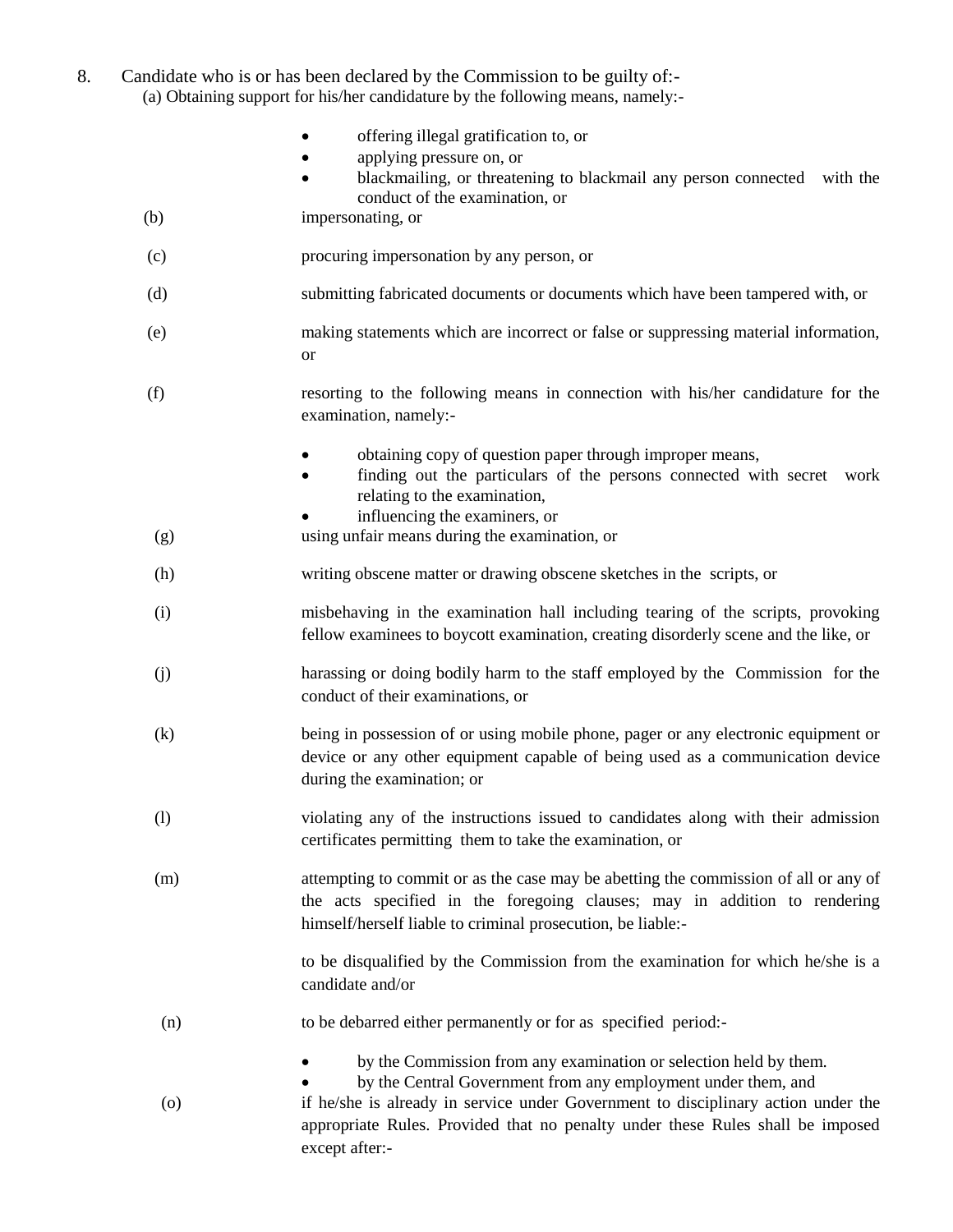8. Candidate who is or has been declared by the Commission to be guilty of:-

(a) Obtaining support for his/her candidature by the following means, namely:-

- offering illegal gratification to, or
- applying pressure on, or
- blackmailing, or threatening to blackmail any person connected with the conduct of the examination, or

(b) impersonating, or

(c) procuring impersonation by any person, or

(d) submitting fabricated documents or documents which have been tampered with, or

(e) making statements which are incorrect or false or suppressing material information, or

(f) resorting to the following means in connection with his/her candidature for the examination, namely:-

- obtaining copy of question paper through improper means,
- finding out the particulars of the persons connected with secret work relating to the examination,
- influencing the examiners, or

(g) using unfair means during the examination, or

(h) writing obscene matter or drawing obscene sketches in the scripts, or

(i) misbehaving in the examination hall including tearing of the scripts, provoking fellow examinees to boycott examination, creating disorderly scene and the like, or

(j) harassing or doing bodily harm to the staff employed by the Commission for the conduct of their examinations, or

(k) being in possession of or using mobile phone, pager or any electronic equipment or device or any other equipment capable of being used as a communication device during the examination; or

(l) violating any of the instructions issued to candidates along with their admission certificates permitting them to take the examination, or

(m) attempting to commit or as the case may be abetting the commission of all or any of the acts specified in the foregoing clauses; may in addition to rendering himself/herself liable to criminal prosecution, be liable:-

to be disqualified by the Commission from the examination for which he/she is a candidate and/or

(n) to be debarred either permanently or for as specified period:-

- by the Commission from any examination or selection held by them.
- by the Central Government from any employment under them, and

(o) if he/she is already in service under Government to disciplinary action under the appropriate Rules. Provided that no penalty under these Rules shall be imposed except after:-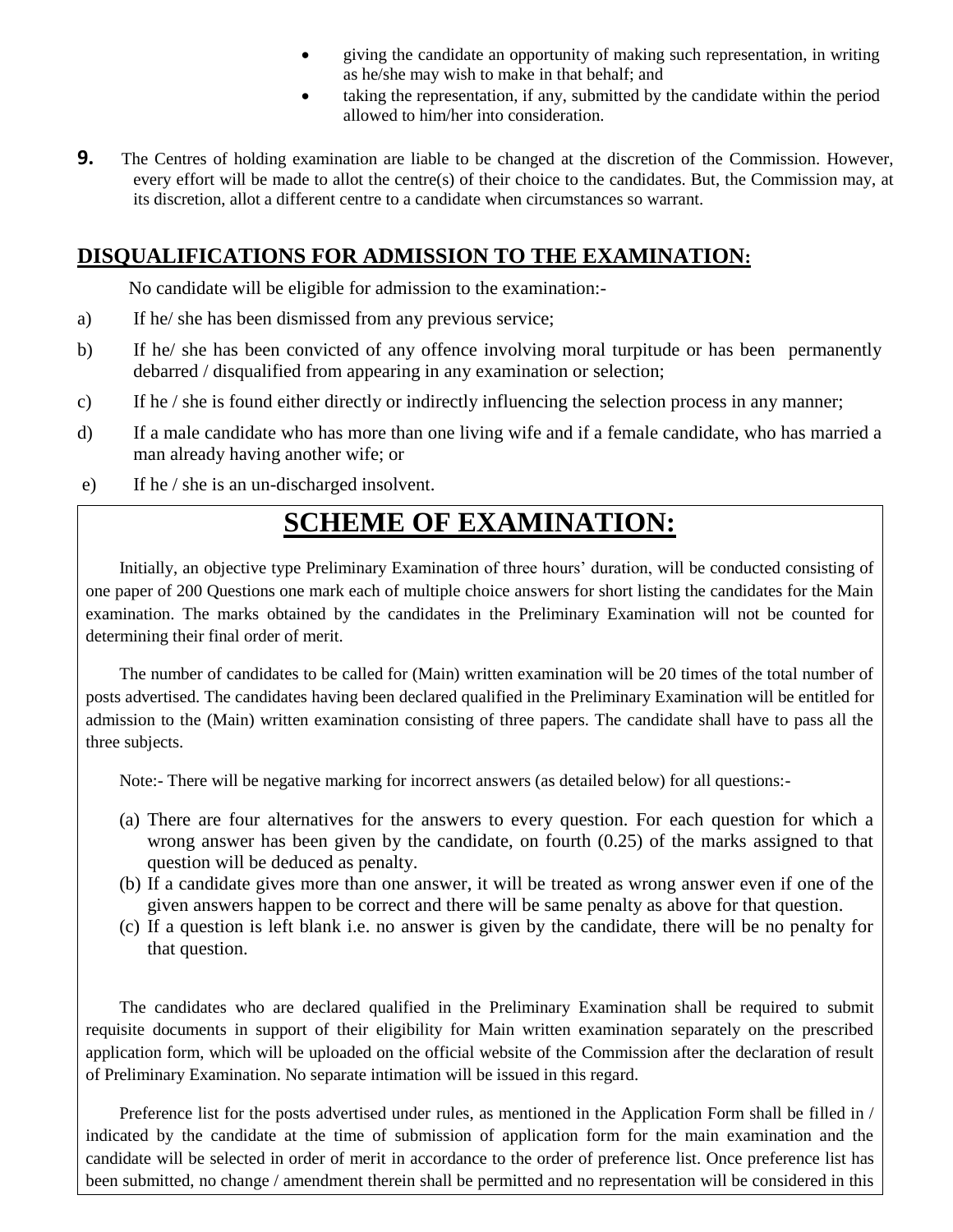- giving the candidate an opportunity of making such representation, in writing as he/she may wish to make in that behalf; and
- taking the representation, if any, submitted by the candidate within the period allowed to him/her into consideration.

**9.** The Centres of holding examination are liable to be changed at the discretion of the Commission. However, every effort will be made to allot the centre(s) of their choice to the candidates. But, the Commission may, at its discretion, allot a different centre to a candidate when circumstances so warrant.

## DISQUALIFICATIONS FOR ADMISSION TO THE EXAMINATION:

No candidate will be eligible for admission to the examination:-

a) If he/ she has been dismissed from any previous service;

b) If he/ she has been convicted of any offence involving moral turpitude or has been permanently debarred / disqualified from appearing in any examination or selection;

c) If he / she is found either directly or indirectly influencing the selection process in any manner;

d) If a male candidate who has more than one living wife and if a female candidate, who has married a man already having another wife; or

e) If he / she is an un-discharged insolvent.

# SCHEME OF EXAMINATION:

Initially, an objective type Preliminary Examination of three hours' duration, will be conducted consisting of one paper of 200 Questions one mark each of multiple choice answers for short listing the candidates for the Main examination. The marks obtained by the candidates in the Preliminary Examination will not be counted for determining their final order of merit.

The number of candidates to be called for (Main) written examination will be 20 times of the total number of posts advertised. The candidates having been declared qualified in the Preliminary Examination will be entitled for admission to the (Main) written examination consisting of three papers. The candidate shall have to pass all the three subjects.

Note:- There will be negative marking for incorrect answers (as detailed below) for all questions:-

(a) There are four alternatives for the answers to every question. For each question for which a wrong answer has been given by the candidate, on fourth (0.25) of the marks assigned to that question will be deduced as penalty.
(b) If a candidate gives more than one answer, it will be treated as wrong answer even if one of the given answers happen to be correct and there will be same penalty as above for that question.
(c) If a question is left blank i.e. no answer is given by the candidate, there will be no penalty for that question.

The candidates who are declared qualified in the Preliminary Examination shall be required to submit requisite documents in support of their eligibility for Main written examination separately on the prescribed application form, which will be uploaded on the official website of the Commission after the declaration of result of Preliminary Examination. No separate intimation will be issued in this regard.

Preference list for the posts advertised under rules, as mentioned in the Application Form shall be filled in / indicated by the candidate at the time of submission of application form for the main examination and the candidate will be selected in order of merit in accordance to the order of preference list. Once preference list has been submitted, no change / amendment therein shall be permitted and no representation will be considered in this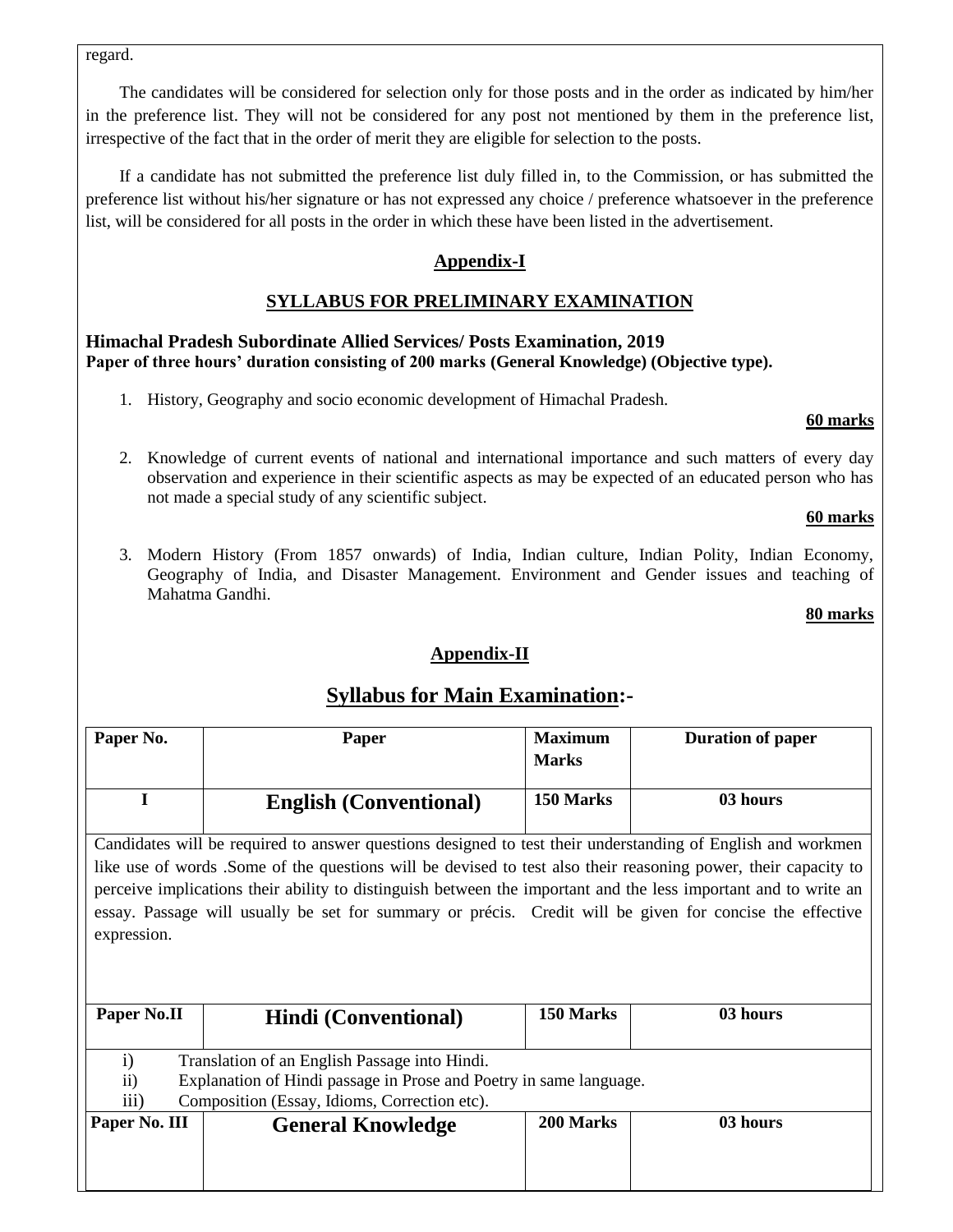regard.

The candidates will be considered for selection only for those posts and in the order as indicated by him/her in the preference list. They will not be considered for any post not mentioned by them in the preference list, irrespective of the fact that in the order of merit they are eligible for selection to the posts.

If a candidate has not submitted the preference list duly filled in, to the Commission, or has submitted the preference list without his/her signature or has not expressed any choice / preference whatsoever in the preference list, will be considered for all posts in the order in which these have been listed in the advertisement.

## Appendix-I

## SYLLABUS FOR PRELIMINARY EXAMINATION

**Himachal Pradesh Subordinate Allied Services/ Posts Examination, 2019**
**Paper of three hours' duration consisting of 200 marks (General Knowledge) (Objective type).**

1. History, Geography and socio economic development of Himachal Pradesh.

   **60 marks**

2. Knowledge of current events of national and international importance and such matters of every day observation and experience in their scientific aspects as may be expected of an educated person who has not made a special study of any scientific subject.

   **60 marks**

3. Modern History (From 1857 onwards) of India, Indian culture, Indian Polity, Indian Economy, Geography of India, and Disaster Management. Environment and Gender issues and teaching of Mahatma Gandhi.

   **80 marks**

## Appendix-II

## Syllabus for Main Examination:-

| Paper No. | Paper | Maximum Marks | Duration of paper |
|---|---|---|---|
| I | **English (Conventional)** | 150 Marks | 03 hours |
| Candidates will be required to answer questions designed to test their understanding of English and workmen like use of words .Some of the questions will be devised to test also their reasoning power, their capacity to perceive implications their ability to distinguish between the important and the less important and to write an essay. Passage will usually be set for summary or précis. Credit will be given for concise the effective expression. | | | |
| Paper No.II | **Hindi (Conventional)** | 150 Marks | 03 hours |
| i) Translation of an English Passage into Hindi.<br>ii) Explanation of Hindi passage in Prose and Poetry in same language.<br>iii) Composition (Essay, Idioms, Correction etc). | | | |
| Paper No. III | **General Knowledge** | 200 Marks | 03 hours |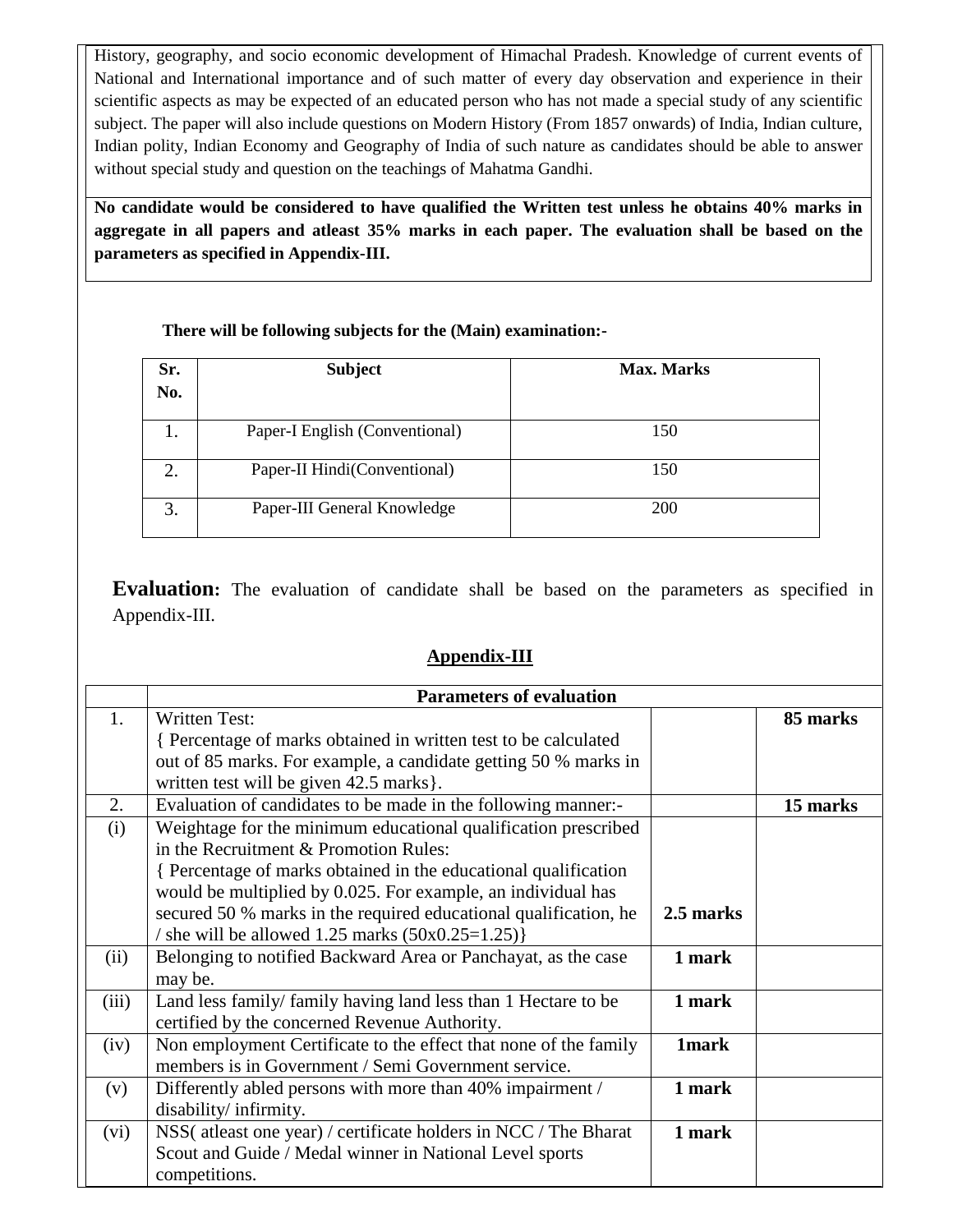History, geography, and socio economic development of Himachal Pradesh. Knowledge of current events of National and International importance and of such matter of every day observation and experience in their scientific aspects as may be expected of an educated person who has not made a special study of any scientific subject. The paper will also include questions on Modern History (From 1857 onwards) of India, Indian culture, Indian polity, Indian Economy and Geography of India of such nature as candidates should be able to answer without special study and question on the teachings of Mahatma Gandhi.

**No candidate would be considered to have qualified the Written test unless he obtains 40% marks in aggregate in all papers and atleast 35% marks in each paper. The evaluation shall be based on the parameters as specified in Appendix-III.**

**There will be following subjects for the (Main) examination:-**

| Sr. No. | Subject | Max. Marks |
|---|---|---|
| 1. | Paper-I English (Conventional) | 150 |
| 2. | Paper-II Hindi(Conventional) | 150 |
| 3. | Paper-III General Knowledge | 200 |

**Evaluation:** The evaluation of candidate shall be based on the parameters as specified in Appendix-III.

## Appendix-III

| | Parameters of evaluation | | |
|---|---|---|---|
| 1. | Written Test:<br>{ Percentage of marks obtained in written test to be calculated out of 85 marks. For example, a candidate getting 50 % marks in written test will be given 42.5 marks}. | | **85 marks** |
| 2. | Evaluation of candidates to be made in the following manner:- | | **15 marks** |
| (i) | Weightage for the minimum educational qualification prescribed in the Recruitment & Promotion Rules:<br>{ Percentage of marks obtained in the educational qualification would be multiplied by 0.025. For example, an individual has secured 50 % marks in the required educational qualification, he / she will be allowed 1.25 marks (50x0.25=1.25)} | **2.5 marks** | |
| (ii) | Belonging to notified Backward Area or Panchayat, as the case may be. | **1 mark** | |
| (iii) | Land less family/ family having land less than 1 Hectare to be certified by the concerned Revenue Authority. | **1 mark** | |
| (iv) | Non employment Certificate to the effect that none of the family members is in Government / Semi Government service. | **1mark** | |
| (v) | Differently abled persons with more than 40% impairment / disability/ infirmity. | **1 mark** | |
| (vi) | NSS( atleast one year) / certificate holders in NCC / The Bharat Scout and Guide / Medal winner in National Level sports competitions. | **1 mark** | |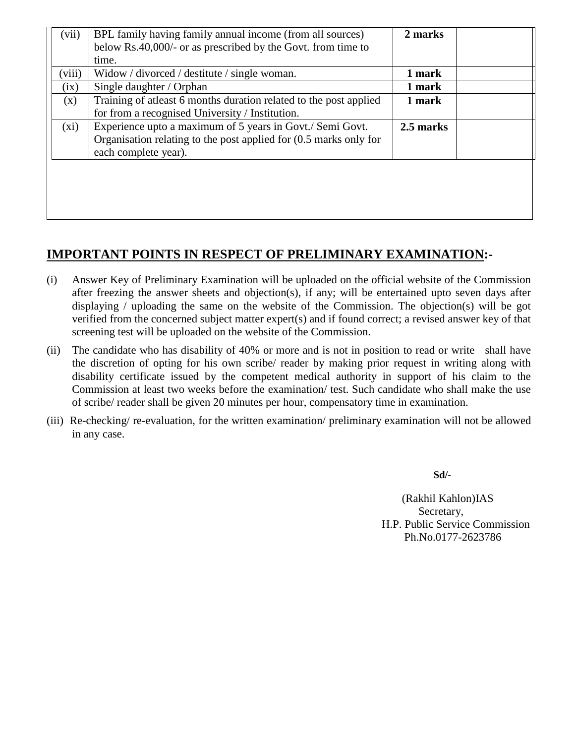| | | | |
|---|---|---|---|
| (vii) | BPL family having family annual income (from all sources) below Rs.40,000/- or as prescribed by the Govt. from time to time. | **2 marks** | |
| (viii) | Widow / divorced / destitute / single woman. | **1 mark** | |
| (ix) | Single daughter / Orphan | **1 mark** | |
| (x) | Training of atleast 6 months duration related to the post applied for from a recognised University / Institution. | **1 mark** | |
| (xi) | Experience upto a maximum of 5 years in Govt./ Semi Govt. Organisation relating to the post applied for (0.5 marks only for each complete year). | **2.5 marks** | |

## IMPORTANT POINTS IN RESPECT OF PRELIMINARY EXAMINATION:-

(i) Answer Key of Preliminary Examination will be uploaded on the official website of the Commission after freezing the answer sheets and objection(s), if any; will be entertained upto seven days after displaying / uploading the same on the website of the Commission. The objection(s) will be got verified from the concerned subject matter expert(s) and if found correct; a revised answer key of that screening test will be uploaded on the website of the Commission.

(ii) The candidate who has disability of 40% or more and is not in position to read or write shall have the discretion of opting for his own scribe/ reader by making prior request in writing along with disability certificate issued by the competent medical authority in support of his claim to the Commission at least two weeks before the examination/ test. Such candidate who shall make the use of scribe/ reader shall be given 20 minutes per hour, compensatory time in examination.

(iii) Re-checking/ re-evaluation, for the written examination/ preliminary examination will not be allowed in any case.

**Sd/-**

(Rakhil Kahlon)IAS
Secretary,
H.P. Public Service Commission
Ph.No.0177-2623786